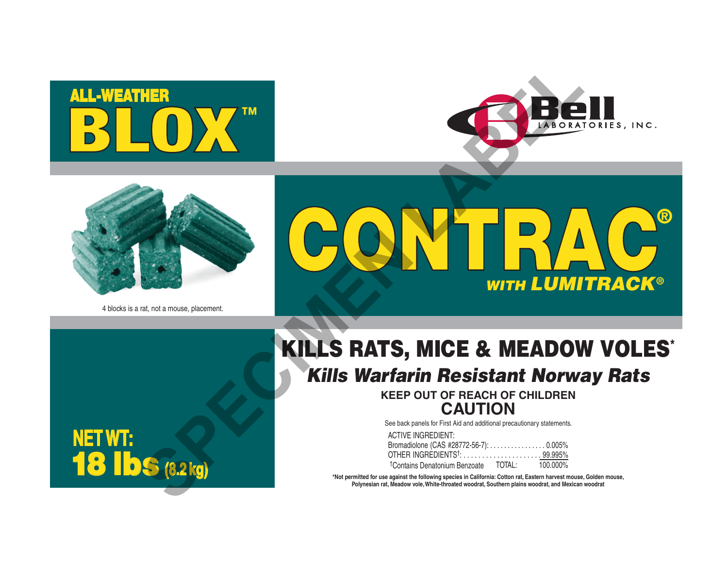# ALL-WEATHER BLOX™

Bell LABORATORIES, INC.

4 blocks is a rat, not a mouse, placement.

# CONTRAC®

***WITH LUMITRACK®***

## KILLS RATS, MICE & MEADOW VOLES*

***Kills Warfarin Resistant Norway Rats***

**KEEP OUT OF REACH OF CHILDREN**

**CAUTION**

See back panels for First Aid and additional precautionary statements.

| ACTIVE INGREDIENT: | |
|---|---|
| Bromadiolone (CAS #28772-56-7): | 0.005% |
| OTHER INGREDIENTS†: | 99.995% |
| †Contains Denatonium Benzoate TOTAL: | 100.000% |

**NET WT: 18 lbs (8.2 kg)**

**\*Not permitted for use against the following species in California: Cotton rat, Eastern harvest mouse, Golden mouse, Polynesian rat, Meadow vole, White-throated woodrat, Southern plains woodrat, and Mexican woodrat**

SPECIMEN LABEL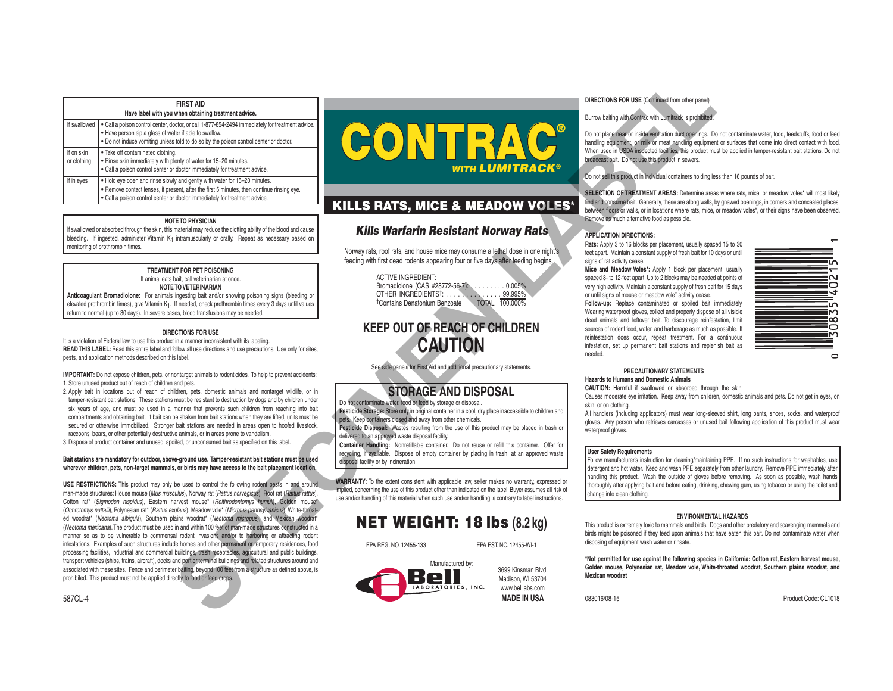| FIRST AID<br>Have label with you when obtaining treatment advice. | |
|---|---|
| If swallowed | • Call a poison control center, doctor, or call 1-877-854-2494 immediately for treatment advice.<br>• Have person sip a glass of water if able to swallow.<br>• Do not induce vomiting unless told to do so by the poison control center or doctor. |
| If on skin or clothing | • Take off contaminated clothing.<br>• Rinse skin immediately with plenty of water for 15–20 minutes.<br>• Call a poison control center or doctor immediately for treatment advice. |
| If in eyes | • Hold eye open and rinse slowly and gently with water for 15–20 minutes.<br>• Remove contact lenses, if present, after the first 5 minutes, then continue rinsing eye.<br>• Call a poison control center or doctor immediately for treatment advice. |

**NOTE TO PHYSICIAN**

If swallowed or absorbed through the skin, this material may reduce the clotting ability of the blood and cause bleeding. If ingested, administer Vitamin $K_1$ intramuscularly or orally. Repeat as necessary based on monitoring of prothrombin times.

**TREATMENT FOR PET POISONING**

If animal eats bait, call veterinarian at once.

**NOTE TO VETERINARIAN**

**Anticoagulant Bromadiolone:** For animals ingesting bait and/or showing poisoning signs (bleeding or elevated prothrombin times), give Vitamin $K_1$. If needed, check prothrombin times every 3 days until values return to normal (up to 30 days). In severe cases, blood transfusions may be needed.

## DIRECTIONS FOR USE

It is a violation of Federal law to use this product in a manner inconsistent with its labeling.

**READ THIS LABEL:** Read this entire label and follow all use directions and use precautions. Use only for sites, pests, and application methods described on this label.

**IMPORTANT:** Do not expose children, pets, or nontarget animals to rodenticides. To help to prevent accidents:

1. Store unused product out of reach of children and pets.
2. Apply bait in locations out of reach of children, pets, domestic animals and nontarget wildlife, or in tamper-resistant bait stations. These stations must be resistant to destruction by dogs and by children under six years of age, and must be used in a manner that prevents such children from reaching into bait compartments and obtaining bait. If bait can be shaken from bait stations when they are lifted, units must be secured or otherwise immobilized. Stronger bait stations are needed in areas open to hoofed livestock, raccoons, bears, or other potentially destructive animals, or in areas prone to vandalism.
3. Dispose of product container and unused, spoiled, or unconsumed bait as specified on this label.

**Bait stations are mandatory for outdoor, above-ground use. Tamper-resistant bait stations must be used wherever children, pets, non-target mammals, or birds may have access to the bait placement location.**

**USE RESTRICTIONS:** This product may only be used to control the following rodent pests in and around man-made structures: House mouse (*Mus musculus*), Norway rat (*Rattus norvegicus*), Roof rat (*Rattus rattus*), Cotton rat* (*Sigmodon hispidus*), Eastern harvest mouse* (*Reithrodontomys humuli*), Golden mouse* (*Ochrotomys nuttalli*), Polynesian rat* (*Rattus exulans*), Meadow vole* (*Microtus pennsylvanicus*), White-throated woodrat* (*Neotoma albigula*), Southern plains woodrat* (*Neotoma micropus*), and Mexican woodrat* (*Neotoma mexicana*). The product must be used in and within 100 feet of man-made structures constructed in a manner so as to be vulnerable to commensal rodent invasions and/or to harboring or attracting rodent infestations. Examples of such structures include homes and other permanent or temporary residences, food processing facilities, industrial and commercial buildings, trash receptacles, agricultural and public buildings, transport vehicles (ships, trains, aircraft), docks and port or terminal buildings and related structures around and associated with these sites. Fence and perimeter baiting, beyond 100 feet from a structure as defined above, is prohibited. This product must not be applied directly to food or feed crops.

587CL-4

# CONTRAC®

## WITH LUMITRACK®

## KILLS RATS, MICE & MEADOW VOLES*

### *Kills Warfarin Resistant Norway Rats*

Norway rats, roof rats, and house mice may consume a lethal dose in one night's feeding with first dead rodents appearing four or five days after feeding begins.

ACTIVE INGREDIENT:
Bromadiolone (CAS #28772-56-7): . . . . . . . . . 0.005%
OTHER INGREDIENTS†: . . . . . . . . . . . . . . 99.995%
†Contains Denatonium Benzoate TOTAL 100.000%

## KEEP OUT OF REACH OF CHILDREN

## CAUTION

See side panels for First Aid and additional precautionary statements.

## STORAGE AND DISPOSAL

Do not contaminate water, food or feed by storage or disposal.

**Pesticide Storage:** Store only in original container in a cool, dry place inaccessible to children and pets. Keep containers closed and away from other chemicals.

**Pesticide Disposal:** Wastes resulting from the use of this product may be placed in trash or delivered to an approved waste disposal facility.

**Container Handling:** Nonrefillable container. Do not reuse or refill this container. Offer for recycling, if available. Dispose of empty container by placing in trash, at an approved waste disposal facility or by incineration.

**WARRANTY:** To the extent consistent with applicable law, seller makes no warranty, expressed or implied, concerning the use of this product other than indicated on the label. Buyer assumes all risk of use and/or handling of this material when such use and/or handling is contrary to label instructions.

## NET WEIGHT: 18 lbs (8.2 kg)

EPA REG. NO. 12455-133 EPA EST. NO. 12455-WI-1

Manufactured by:
Bell LABORATORIES, INC.
3699 Kinsman Blvd.
Madison, WI 53704
www.belllabs.com
**MADE IN USA**

**DIRECTIONS FOR USE** (Continued from other panel)

Burrow baiting with Contrac with Lumitrack is prohibited.

Do not place near or inside ventilation duct openings. Do not contaminate water, food, feedstuffs, food or feed handling equipment, or milk or meat handling equipment or surfaces that come into direct contact with food. When used in USDA inspected facilities, this product must be applied in tamper-resistant bait stations. Do not broadcast bait. Do not use this product in sewers.

Do not sell this product in individual containers holding less than 16 pounds of bait.

**SELECTION OF TREATMENT AREAS:** Determine areas where rats, mice, or meadow voles* will most likely find and consume bait. Generally, these are along walls, by gnawed openings, in corners and concealed places, between floors or walls, or in locations where rats, mice, or meadow voles*, or their signs have been observed. Remove as much alternative food as possible.

**APPLICATION DIRECTIONS:**

**Rats:** Apply 3 to 16 blocks per placement, usually spaced 15 to 30 feet apart. Maintain a constant supply of fresh bait for 10 days or until signs of rat activity cease.

**Mice and Meadow Voles*:** Apply 1 block per placement, usually spaced 8- to 12-feet apart. Up to 2 blocks may be needed at points of very high activity. Maintain a constant supply of fresh bait for 15 days or until signs of mouse or meadow vole* activity cease.

**Follow-up:** Replace contaminated or spoiled bait immediately. Wearing waterproof gloves, collect and properly dispose of all visible dead animals and leftover bait. To discourage reinfestation, limit sources of rodent food, water, and harborage as much as possible. If reinfestation does occur, repeat treatment. For a continuous infestation, set up permanent bait stations and replenish bait as needed.

0 30835 40215 1

**PRECAUTIONARY STATEMENTS**

**Hazards to Humans and Domestic Animals**

**CAUTION:** Harmful if swallowed or absorbed through the skin.

Causes moderate eye irritation. Keep away from children, domestic animals and pets. Do not get in eyes, on skin, or on clothing.

All handlers (including applicators) must wear long-sleeved shirt, long pants, shoes, socks, and waterproof gloves. Any person who retrieves carcasses or unused bait following application of this product must wear waterproof gloves.

**User Safety Requirements**

Follow manufacturer's instruction for cleaning/maintaining PPE. If no such instructions for washables, use detergent and hot water. Keep and wash PPE separately from other laundry. Remove PPE immediately after handling this product. Wash the outside of gloves before removing. As soon as possible, wash hands thoroughly after applying bait and before eating, drinking, chewing gum, using tobacco or using the toilet and change into clean clothing.

**ENVIRONMENTAL HAZARDS**

This product is extremely toxic to mammals and birds. Dogs and other predatory and scavenging mammals and birds might be poisoned if they feed upon animals that have eaten this bait. Do not contaminate water when disposing of equipment wash water or rinsate.

**\*Not permitted for use against the following species in California: Cotton rat, Eastern harvest mouse, Golden mouse, Polynesian rat, Meadow vole, White-throated woodrat, Southern plains woodrat, and Mexican woodrat**

083016/08-15 Product Code: CL1018